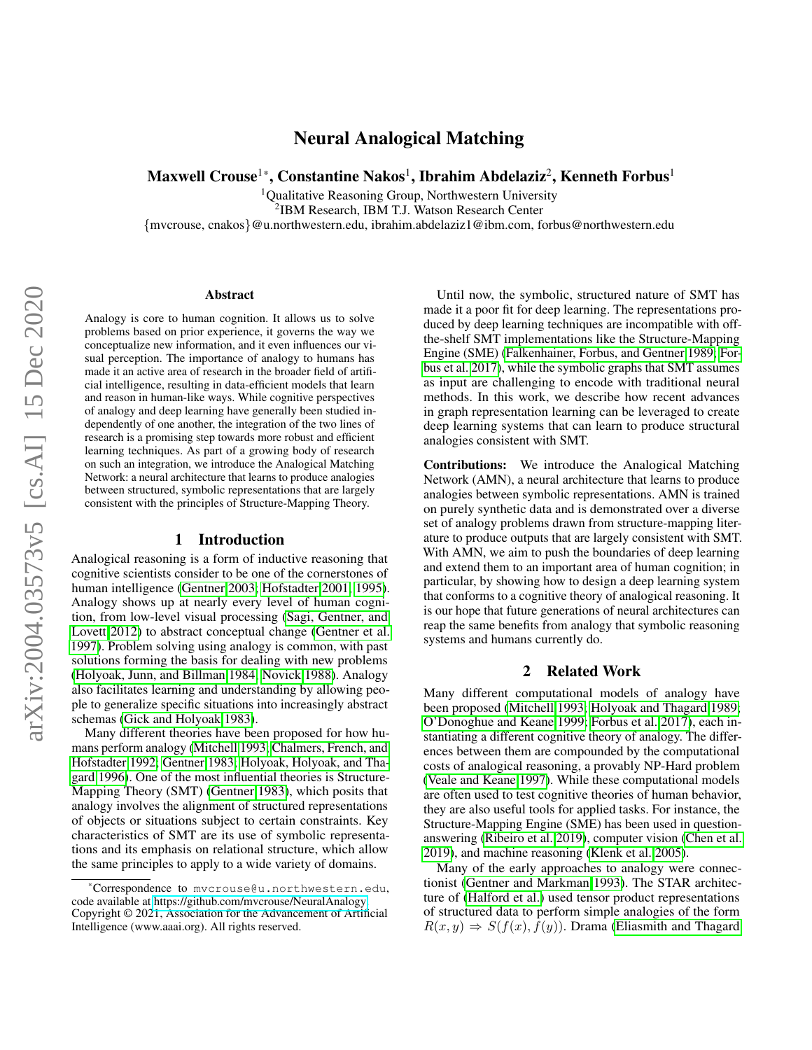# Neural Analogical Matching

**Maxwell Crouse[1]*, Constantine Nakos[1], Ibrahim Abdelaziz[2], Kenneth Forbus[1]**

[1]Qualitative Reasoning Group, Northwestern University
[2]IBM Research, IBM T.J. Watson Research Center
{mvcrouse, cnakos}@u.northwestern.edu, ibrahim.abdelaziz1@ibm.com, forbus@northwestern.edu

### Abstract

Analogy is core to human cognition. It allows us to solve problems based on prior experience, it governs the way we conceptualize new information, and it even influences our visual perception. The importance of analogy to humans has made it an active area of research in the broader field of artificial intelligence, resulting in data-efficient models that learn and reason in human-like ways. While cognitive perspectives of analogy and deep learning have generally been studied independently of one another, the integration of the two lines of research is a promising step towards more robust and efficient learning techniques. As part of a growing body of research on such an integration, we introduce the Analogical Matching Network: a neural architecture that learns to produce analogies between structured, symbolic representations that are largely consistent with the principles of Structure-Mapping Theory.

## 1 Introduction

Analogical reasoning is a form of inductive reasoning that cognitive scientists consider to be one of the cornerstones of human intelligence (Gentner 2003; Hofstadter 2001, 1995). Analogy shows up at nearly every level of human cognition, from low-level visual processing (Sagi, Gentner, and Lovett 2012) to abstract conceptual change (Gentner et al. 1997). Problem solving using analogy is common, with past solutions forming the basis for dealing with new problems (Holyoak, Junn, and Billman 1984; Novick 1988). Analogy also facilitates learning and understanding by allowing people to generalize specific situations into increasingly abstract schemas (Gick and Holyoak 1983).

Many different theories have been proposed for how humans perform analogy (Mitchell 1993; Chalmers, French, and Hofstadter 1992; Gentner 1983; Holyoak, Holyoak, and Thagard 1996). One of the most influential theories is Structure-Mapping Theory (SMT) (Gentner 1983), which posits that analogy involves the alignment of structured representations of objects or situations subject to certain constraints. Key characteristics of SMT are its use of symbolic representations and its emphasis on relational structure, which allow the same principles to apply to a wide variety of domains.

Until now, the symbolic, structured nature of SMT has made it a poor fit for deep learning. The representations produced by deep learning techniques are incompatible with off-the-shelf SMT implementations like the Structure-Mapping Engine (SME) (Falkenhainer, Forbus, and Gentner 1989; Forbus et al. 2017), while the symbolic graphs that SMT assumes as input are challenging to encode with traditional neural methods. In this work, we describe how recent advances in graph representation learning can be leveraged to create deep learning systems that can learn to produce structural analogies consistent with SMT.

**Contributions:** We introduce the Analogical Matching Network (AMN), a neural architecture that learns to produce analogies between symbolic representations. AMN is trained on purely synthetic data and is demonstrated over a diverse set of analogy problems drawn from structure-mapping literature to produce outputs that are largely consistent with SMT. With AMN, we aim to push the boundaries of deep learning and extend them to an important area of human cognition; in particular, by showing how to design a deep learning system that conforms to a cognitive theory of analogical reasoning. It is our hope that future generations of neural architectures can reap the same benefits from analogy that symbolic reasoning systems and humans currently do.

## 2 Related Work

Many different computational models of analogy have been proposed (Mitchell 1993; Holyoak and Thagard 1989; O'Donoghue and Keane 1999; Forbus et al. 2017), each instantiating a different cognitive theory of analogy. The differences between them are compounded by the computational costs of analogical reasoning, a provably NP-Hard problem (Veale and Keane 1997). While these computational models are often used to test cognitive theories of human behavior, they are also useful tools for applied tasks. For instance, the Structure-Mapping Engine (SME) has been used in question-answering (Ribeiro et al. 2019), computer vision (Chen et al. 2019), and machine reasoning (Klenk et al. 2005).

Many of the early approaches to analogy were connectionist (Gentner and Markman 1993). The STAR architecture of (Halford et al.) used tensor product representations of structured data to perform simple analogies of the form $R(x, y) \Rightarrow S(f(x), f(y))$. Drama (Eliasmith and Thagard

*Correspondence to mvcrouse@u.northwestern.edu, code available at https://github.com/mvcrouse/NeuralAnalogy
Copyright © 2021, Association for the Advancement of Artificial Intelligence (www.aaai.org). All rights reserved.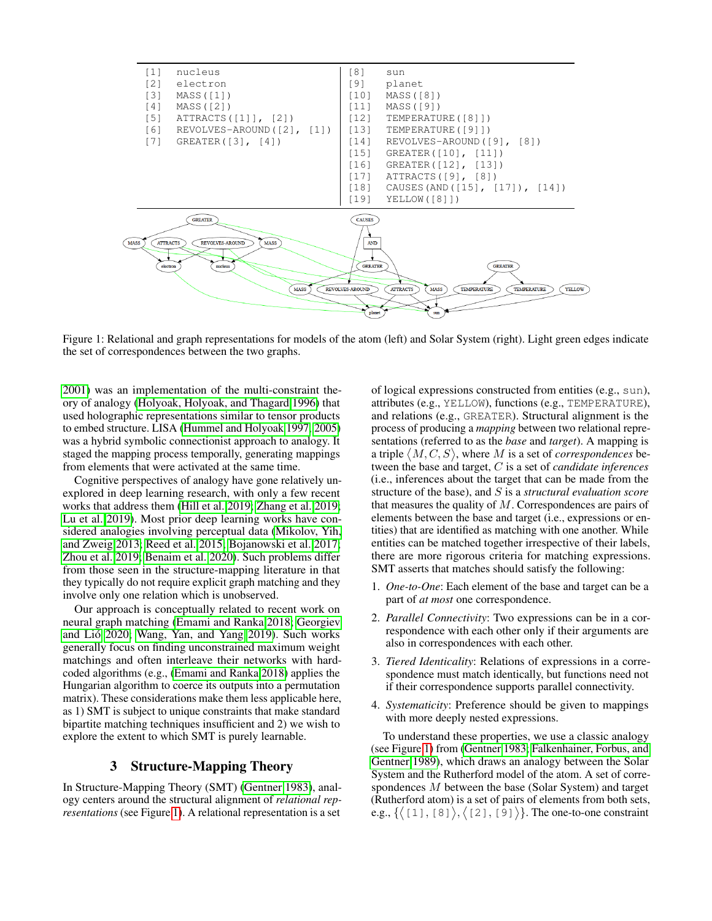```
[1]   nucleus                          [8]    sun
[2]   electron                         [9]    planet
[3]   MASS([1])                        [10]   MASS([8])
[4]   MASS([2])                        [11]   MASS([9])
[5]   ATTRACTS([1]], [2])              [12]   TEMPERATURE([8]])
[6]   REVOLVES-AROUND([2], [1])        [13]   TEMPERATURE([9]])
[7]   GREATER([3], [4])                [14]   REVOLVES-AROUND([9], [8])
                                       [15]   GREATER([10], [11])
                                       [16]   GREATER([12], [13])
                                       [17]   ATTRACTS([9], [8])
                                       [18]   CAUSES(AND([15], [17]), [14])
                                       [19]   YELLOW([8]])
```

Figure 1: Relational and graph representations for models of the atom (left) and Solar System (right). Light green edges indicate the set of correspondences between the two graphs.

2001) was an implementation of the multi-constraint theory of analogy (Holyoak, Holyoak, and Thagard 1996) that used holographic representations similar to tensor products to embed structure. LISA (Hummel and Holyoak 1997, 2005) was a hybrid symbolic connectionist approach to analogy. It staged the mapping process temporally, generating mappings from elements that were activated at the same time.

Cognitive perspectives of analogy have gone relatively unexplored in deep learning research, with only a few recent works that address them (Hill et al. 2019; Zhang et al. 2019; Lu et al. 2019). Most prior deep learning works have considered analogies involving perceptual data (Mikolov, Yih, and Zweig 2013; Reed et al. 2015; Bojanowski et al. 2017; Zhou et al. 2019; Benaim et al. 2020). Such problems differ from those seen in the structure-mapping literature in that they typically do not require explicit graph matching and they involve only one relation which is unobserved.

Our approach is conceptually related to recent work on neural graph matching (Emami and Ranka 2018; Georgiev and Lió 2020; Wang, Yan, and Yang 2019). Such works generally focus on finding unconstrained maximum weight matchings and often interleave their networks with hard-coded algorithms (e.g., (Emami and Ranka 2018) applies the Hungarian algorithm to coerce its outputs into a permutation matrix). These considerations make them less applicable here, as 1) SMT is subject to unique constraints that make standard bipartite matching techniques insufficient and 2) we wish to explore the extent to which SMT is purely learnable.

## 3 Structure-Mapping Theory

In Structure-Mapping Theory (SMT) (Gentner 1983), analogy centers around the structural alignment of *relational representations* (see Figure 1). A relational representation is a set of logical expressions constructed from entities (e.g., sun), attributes (e.g., YELLOW), functions (e.g., TEMPERATURE), and relations (e.g., GREATER). Structural alignment is the process of producing a *mapping* between two relational representations (referred to as the *base* and *target*). A mapping is a triple $\langle M, C, S \rangle$, where $M$ is a set of *correspondences* between the base and target, $C$ is a set of *candidate inferences* (i.e., inferences about the target that can be made from the structure of the base), and $S$ is a *structural evaluation score* that measures the quality of $M$. Correspondences are pairs of elements between the base and target (i.e., expressions or entities) that are identified as matching with one another. While entities can be matched together irrespective of their labels, there are more rigorous criteria for matching expressions. SMT asserts that matches should satisfy the following:

1. *One-to-One*: Each element of the base and target can be a part of *at most* one correspondence.
2. *Parallel Connectivity*: Two expressions can be in a correspondence with each other only if their arguments are also in correspondences with each other.
3. *Tiered Identicality*: Relations of expressions in a correspondence must match identically, but functions need not if their correspondence supports parallel connectivity.
4. *Systematicity*: Preference should be given to mappings with more deeply nested expressions.

To understand these properties, we use a classic analogy (see Figure 1) from (Gentner 1983; Falkenhainer, Forbus, and Gentner 1989), which draws an analogy between the Solar System and the Rutherford model of the atom. A set of correspondences $M$ between the base (Solar System) and target (Rutherford atom) is a set of pairs of elements from both sets, e.g., $\{\langle$[1], [8]$\rangle, \langle$[2], [9]$\rangle\}$. The one-to-one constraint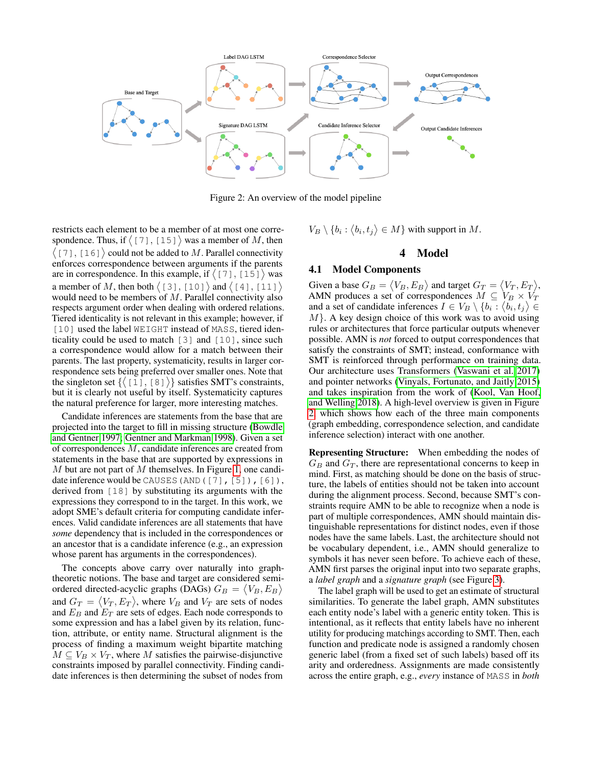Figure 2: An overview of the model pipeline

restricts each element to be a member of at most one correspondence. Thus, if $\langle$ [7], [15] $\rangle$ was a member of $M$, then $\langle$ [7], [16] $\rangle$ could not be added to $M$. Parallel connectivity enforces correspondence between arguments if the parents are in correspondence. In this example, if $\langle$ [7], [15] $\rangle$ was a member of $M$, then both $\langle$ [3], [10] $\rangle$ and $\langle$ [4], [11] $\rangle$ would need to be members of $M$. Parallel connectivity also respects argument order when dealing with ordered relations. Tiered identicality is not relevant in this example; however, if [10] used the label WEIGHT instead of MASS, tiered identicality could be used to match [3] and [10], since such a correspondence would allow for a match between their parents. The last property, systematicity, results in larger correspondence sets being preferred over smaller ones. Note that the singleton set $\{\langle$ [1], [8] $\rangle\}$ satisfies SMT's constraints, but it is clearly not useful by itself. Systematicity captures the natural preference for larger, more interesting matches.

Candidate inferences are statements from the base that are projected into the target to fill in missing structure (Bowdle and Gentner 1997; Gentner and Markman 1998). Given a set of correspondences $M$, candidate inferences are created from statements in the base that are supported by expressions in $M$ but are not part of $M$ themselves. In Figure 1, one candidate inference would be CAUSES(AND([7], [5]), [6]), derived from [18] by substituting its arguments with the expressions they correspond to in the target. In this work, we adopt SME's default criteria for computing candidate inferences. Valid candidate inferences are all statements that have *some* dependency that is included in the correspondences or an ancestor that is a candidate inference (e.g., an expression whose parent has arguments in the correspondences).

The concepts above carry over naturally into graph-theoretic notions. The base and target are considered semi-ordered directed-acyclic graphs (DAGs) $G_B = \langle V_B, E_B \rangle$ and $G_T = \langle V_T, E_T \rangle$, where $V_B$ and $V_T$ are sets of nodes and $E_B$ and $E_T$ are sets of edges. Each node corresponds to some expression and has a label given by its relation, function, attribute, or entity name. Structural alignment is the process of finding a maximum weight bipartite matching $M \subseteq V_B \times V_T$, where $M$ satisfies the pairwise-disjunctive constraints imposed by parallel connectivity. Finding candidate inferences is then determining the subset of nodes from $V_B \setminus \{b_i : \langle b_i, t_j \rangle \in M\}$ with support in $M$.

## 4 Model

### 4.1 Model Components

Given a base $G_B = \langle V_B, E_B \rangle$ and target $G_T = \langle V_T, E_T \rangle$, AMN produces a set of correspondences $M \subseteq V_B \times V_T$ and a set of candidate inferences $I \in V_B \setminus \{b_i : \langle b_i, t_j \rangle \in M\}$. A key design choice of this work was to avoid using rules or architectures that force particular outputs whenever possible. AMN is *not* forced to output correspondences that satisfy the constraints of SMT; instead, conformance with SMT is reinforced through performance on training data. Our architecture uses Transformers (Vaswani et al. 2017) and pointer networks (Vinyals, Fortunato, and Jaitly 2015) and takes inspiration from the work of (Kool, Van Hoof, and Welling 2018). A high-level overview is given in Figure 2, which shows how each of the three main components (graph embedding, correspondence selection, and candidate inference selection) interact with one another.

**Representing Structure:** When embedding the nodes of $G_B$ and $G_T$, there are representational concerns to keep in mind. First, as matching should be done on the basis of structure, the labels of entities should not be taken into account during the alignment process. Second, because SMT's constraints require AMN to be able to recognize when a node is part of multiple correspondences, AMN should maintain distinguishable representations for distinct nodes, even if those nodes have the same labels. Last, the architecture should not be vocabulary dependent, i.e., AMN should generalize to symbols it has never seen before. To achieve each of these, AMN first parses the original input into two separate graphs, a *label graph* and a *signature graph* (see Figure 3).

The label graph will be used to get an estimate of structural similarities. To generate the label graph, AMN substitutes each entity node's label with a generic entity token. This is intentional, as it reflects that entity labels have no inherent utility for producing matchings according to SMT. Then, each function and predicate node is assigned a randomly chosen generic label (from a fixed set of such labels) based off its arity and orderedness. Assignments are made consistently across the entire graph, e.g., *every* instance of MASS in *both*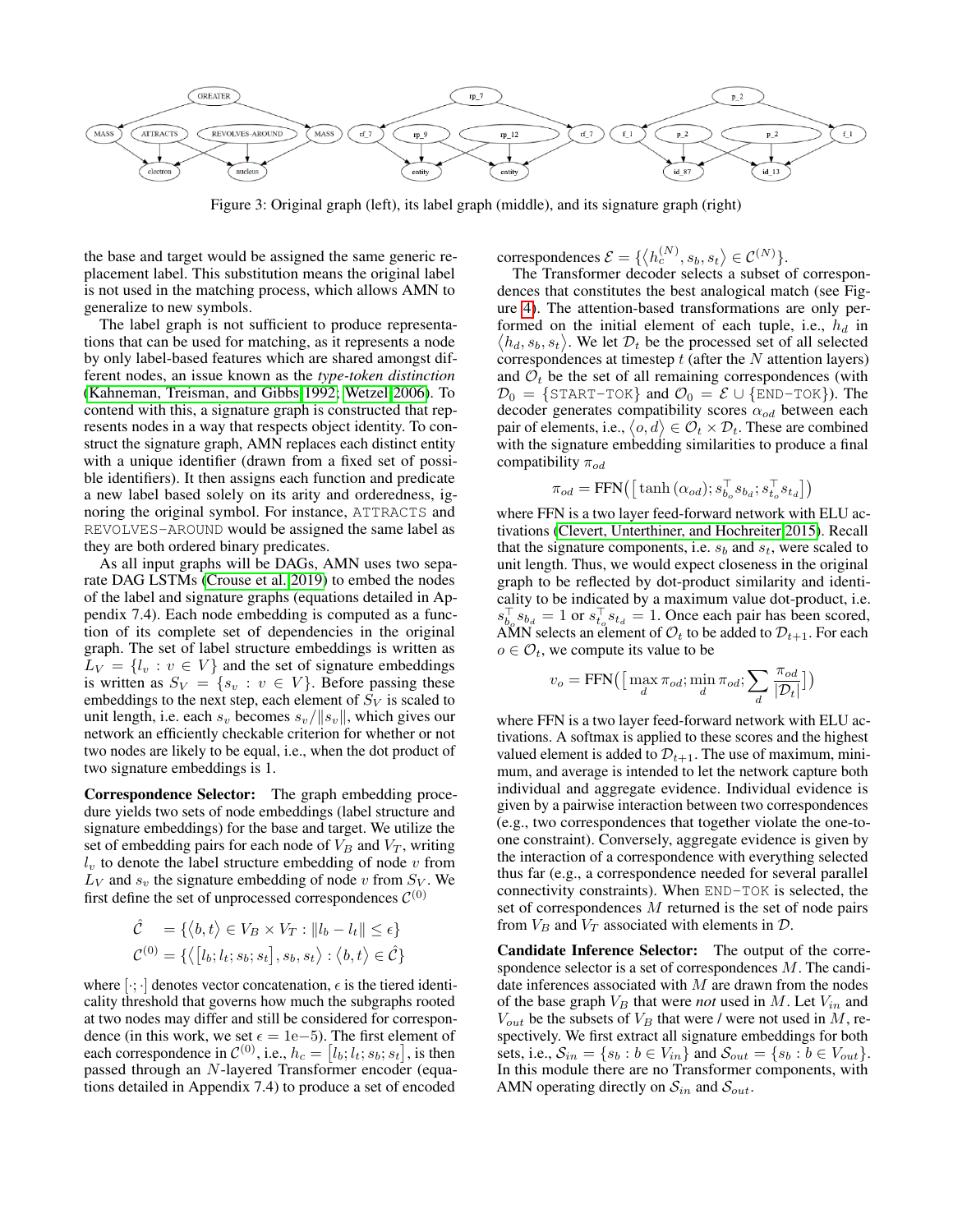Figure 3: Original graph (left), its label graph (middle), and its signature graph (right)

the base and target would be assigned the same generic replacement label. This substitution means the original label is not used in the matching process, which allows AMN to generalize to new symbols.

The label graph is not sufficient to produce representations that can be used for matching, as it represents a node by only label-based features which are shared amongst different nodes, an issue known as the *type-token distinction* (Kahneman, Treisman, and Gibbs 1992; Wetzel 2006). To contend with this, a signature graph is constructed that represents nodes in a way that respects object identity. To construct the signature graph, AMN replaces each distinct entity with a unique identifier (drawn from a fixed set of possible identifiers). It then assigns each function and predicate a new label based solely on its arity and orderedness, ignoring the original symbol. For instance, ATTRACTS and REVOLVES-AROUND would be assigned the same label as they are both ordered binary predicates.

As all input graphs will be DAGs, AMN uses two separate DAG LSTMs (Crouse et al. 2019) to embed the nodes of the label and signature graphs (equations detailed in Appendix 7.4). Each node embedding is computed as a function of its complete set of dependencies in the original graph. The set of label structure embeddings is written as $L_V = \{l_v : v \in V\}$ and the set of signature embeddings is written as $S_V = \{s_v : v \in V\}$. Before passing these embeddings to the next step, each element of $S_V$ is scaled to unit length, i.e. each $s_v$ becomes $s_v/\|s_v\|$, which gives our network an efficiently checkable criterion for whether or not two nodes are likely to be equal, i.e., when the dot product of two signature embeddings is 1.

**Correspondence Selector:** The graph embedding procedure yields two sets of node embeddings (label structure and signature embeddings) for the base and target. We utilize the set of embedding pairs for each node of $V_B$ and $V_T$, writing $l_v$ to denote the label structure embedding of node $v$ from $L_V$ and $s_v$ the signature embedding of node $v$ from $S_V$. We first define the set of unprocessed correspondences $\mathcal{C}^{(0)}$

$$\hat{\mathcal{C}} = \{\langle b, t \rangle \in V_B \times V_T : \|l_b - l_t\| \leq \epsilon\}$$
$$\mathcal{C}^{(0)} = \{\langle [l_b; l_t; s_b; s_t], s_b, s_t \rangle : \langle b, t \rangle \in \hat{\mathcal{C}}\}$$

where $[\cdot;\cdot]$ denotes vector concatenation, $\epsilon$ is the tiered identicality threshold that governs how much the subgraphs rooted at two nodes may differ and still be considered for correspondence (in this work, we set $\epsilon = 1\text{e}{-5}$). The first element of each correspondence in $\mathcal{C}^{(0)}$, i.e., $h_c = [l_b; l_t; s_b; s_t]$, is then passed through an $N$-layered Transformer encoder (equations detailed in Appendix 7.4) to produce a set of encoded correspondences $\mathcal{E} = \{\langle h_c^{(N)}, s_b, s_t \rangle \in \mathcal{C}^{(N)}\}$.

The Transformer decoder selects a subset of correspondences that constitutes the best analogical match (see Figure 4). The attention-based transformations are only performed on the initial element of each tuple, i.e., $h_d$ in $\langle h_d, s_b, s_t \rangle$. We let $\mathcal{D}_t$ be the processed set of all selected correspondences at timestep $t$ (after the $N$ attention layers) and $\mathcal{O}_t$ be the set of all remaining correspondences (with $\mathcal{D}_0 = \{\texttt{START-TOK}\}$ and $\mathcal{O}_0 = \mathcal{E} \cup \{\texttt{END-TOK}\}$). The decoder generates compatibility scores $\alpha_{od}$ between each pair of elements, i.e., $\langle o, d \rangle \in \mathcal{O}_t \times \mathcal{D}_t$. These are combined with the signature embedding similarities to produce a final compatibility $\pi_{od}$

$$\pi_{od} = \text{FFN}\big([\tanh(\alpha_{od}); s_{b_o}^\top s_{b_d}; s_{t_o}^\top s_{t_d}]\big)$$

where FFN is a two layer feed-forward network with ELU activations (Clevert, Unterthiner, and Hochreiter 2015). Recall that the signature components, i.e. $s_b$ and $s_t$, were scaled to unit length. Thus, we would expect closeness in the original graph to be reflected by dot-product similarity and identicality to be indicated by a maximum value dot-product, i.e. $s_{b_o}^\top s_{b_d} = 1$ or $s_{t_o}^\top s_{t_d} = 1$. Once each pair has been scored, AMN selects an element of $\mathcal{O}_t$ to be added to $\mathcal{D}_{t+1}$. For each $o \in \mathcal{O}_t$, we compute its value to be

$$v_o = \text{FFN}\Big([\max_d \pi_{od}; \min_d \pi_{od}; \sum_d \frac{\pi_{od}}{|\mathcal{D}_t|}]\Big)$$

where FFN is a two layer feed-forward network with ELU activations. A softmax is applied to these scores and the highest valued element is added to $\mathcal{D}_{t+1}$. The use of maximum, minimum, and average is intended to let the network capture both individual and aggregate evidence. Individual evidence is given by a pairwise interaction between two correspondences (e.g., two correspondences that together violate the one-to-one constraint). Conversely, aggregate evidence is given by the interaction of a correspondence with everything selected thus far (e.g., a correspondence needed for several parallel connectivity constraints). When END-TOK is selected, the set of correspondences $M$ returned is the set of node pairs from $V_B$ and $V_T$ associated with elements in $\mathcal{D}$.

**Candidate Inference Selector:** The output of the correspondence selector is a set of correspondences $M$. The candidate inferences associated with $M$ are drawn from the nodes of the base graph $V_B$ that were *not* used in $M$. Let $V_{in}$ and $V_{out}$ be the subsets of $V_B$ that were / were not used in $M$, respectively. We first extract all signature embeddings for both sets, i.e., $\mathcal{S}_{in} = \{s_b : b \in V_{in}\}$ and $\mathcal{S}_{out} = \{s_b : b \in V_{out}\}$. In this module there are no Transformer components, with AMN operating directly on $\mathcal{S}_{in}$ and $\mathcal{S}_{out}$.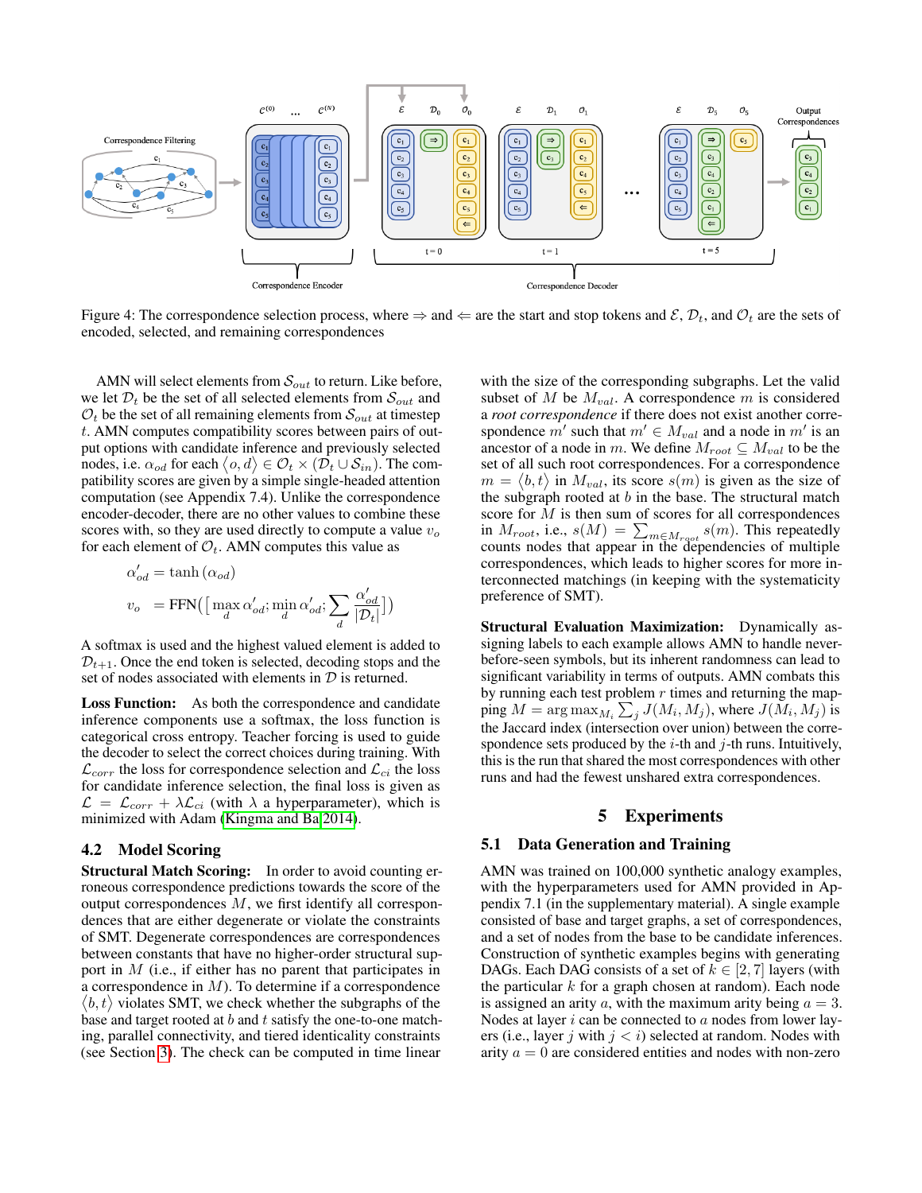Figure 4: The correspondence selection process, where $\Rightarrow$ and $\Leftarrow$ are the start and stop tokens and $\mathcal{E}$, $\mathcal{D}_t$, and $\mathcal{O}_t$ are the sets of encoded, selected, and remaining correspondences

AMN will select elements from $\mathcal{S}_{out}$ to return. Like before, we let $\mathcal{D}_t$ be the set of all selected elements from $\mathcal{S}_{out}$ and $\mathcal{O}_t$ be the set of all remaining elements from $\mathcal{S}_{out}$ at timestep $t$. AMN computes compatibility scores between pairs of output options with candidate inference and previously selected nodes, i.e. $\alpha_{od}$ for each $\langle o, d \rangle \in \mathcal{O}_t \times (\mathcal{D}_t \cup \mathcal{S}_{in})$. The compatibility scores are given by a simple single-headed attention computation (see Appendix 7.4). Unlike the correspondence encoder-decoder, there are no other values to combine these scores with, so they are used directly to compute a value $v_o$ for each element of $\mathcal{O}_t$. AMN computes this value as

$$\alpha'_{od} = \tanh(\alpha_{od})$$

$$v_o = \text{FFN}\big(\big[\max_d \alpha'_{od}; \min_d \alpha'_{od}; \sum_d \frac{\alpha'_{od}}{|\mathcal{D}_t|}\big]\big)$$

A softmax is used and the highest valued element is added to $\mathcal{D}_{t+1}$. Once the end token is selected, decoding stops and the set of nodes associated with elements in $\mathcal{D}$ is returned.

**Loss Function:** As both the correspondence and candidate inference components use a softmax, the loss function is categorical cross entropy. Teacher forcing is used to guide the decoder to select the correct choices during training. With $\mathcal{L}_{corr}$ the loss for correspondence selection and $\mathcal{L}_{ci}$ the loss for candidate inference selection, the final loss is given as $\mathcal{L} = \mathcal{L}_{corr} + \lambda \mathcal{L}_{ci}$ (with $\lambda$ a hyperparameter), which is minimized with Adam (Kingma and Ba 2014).

## 4.2 Model Scoring

**Structural Match Scoring:** In order to avoid counting erroneous correspondence predictions towards the score of the output correspondences $M$, we first identify all correspondences that are either degenerate or violate the constraints of SMT. Degenerate correspondences are correspondences between constants that have no higher-order structural support in $M$ (i.e., if either has no parent that participates in a correspondence in $M$). To determine if a correspondence $\langle b, t \rangle$ violates SMT, we check whether the subgraphs of the base and target rooted at $b$ and $t$ satisfy the one-to-one matching, parallel connectivity, and tiered identicality constraints (see Section 3). The check can be computed in time linear with the size of the corresponding subgraphs. Let the valid subset of $M$ be $M_{val}$. A correspondence $m$ is considered a *root correspondence* if there does not exist another correspondence $m'$ such that $m' \in M_{val}$ and a node in $m'$ is an ancestor of a node in $m$. We define $M_{root} \subseteq M_{val}$ to be the set of all such root correspondences. For a correspondence $m = \langle b, t \rangle$ in $M_{val}$, its score $s(m)$ is given as the size of the subgraph rooted at $b$ in the base. The structural match score for $M$ is then sum of scores for all correspondences in $M_{root}$, i.e., $s(M) = \sum_{m \in M_{root}} s(m)$. This repeatedly counts nodes that appear in the dependencies of multiple correspondences, which leads to higher scores for more interconnected matchings (in keeping with the systematicity preference of SMT).

**Structural Evaluation Maximization:** Dynamically assigning labels to each example allows AMN to handle never-before-seen symbols, but its inherent randomness can lead to significant variability in terms of outputs. AMN combats this by running each test problem $r$ times and returning the mapping $M = \arg\max_{M_i} \sum_j J(M_i, M_j)$, where $J(M_i, M_j)$ is the Jaccard index (intersection over union) between the correspondence sets produced by the $i$-th and $j$-th runs. Intuitively, this is the run that shared the most correspondences with other runs and had the fewest unshared extra correspondences.

# 5 Experiments

## 5.1 Data Generation and Training

AMN was trained on 100,000 synthetic analogy examples, with the hyperparameters used for AMN provided in Appendix 7.1 (in the supplementary material). A single example consisted of base and target graphs, a set of correspondences, and a set of nodes from the base to be candidate inferences. Construction of synthetic examples begins with generating DAGs. Each DAG consists of a set of $k \in [2, 7]$ layers (with the particular $k$ for a graph chosen at random). Each node is assigned an arity $a$, with the maximum arity being $a = 3$. Nodes at layer $i$ can be connected to $a$ nodes from lower layers (i.e., layer $j$ with $j < i$) selected at random. Nodes with arity $a = 0$ are considered entities and nodes with non-zero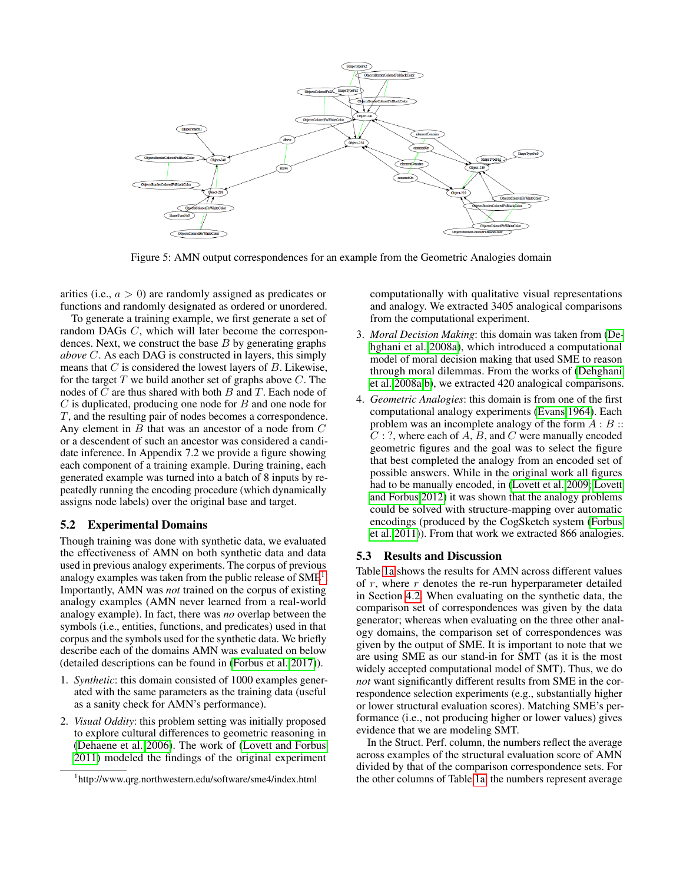Figure 5: AMN output correspondences for an example from the Geometric Analogies domain

arities (i.e., $a > 0$) are randomly assigned as predicates or functions and randomly designated as ordered or unordered.

To generate a training example, we first generate a set of random DAGs $C$, which will later become the correspondences. Next, we construct the base $B$ by generating graphs *above* $C$. As each DAG is constructed in layers, this simply means that $C$ is considered the lowest layers of $B$. Likewise, for the target $T$ we build another set of graphs above $C$. The nodes of $C$ are thus shared with both $B$ and $T$. Each node of $C$ is duplicated, producing one node for $B$ and one node for $T$, and the resulting pair of nodes becomes a correspondence. Any element in $B$ that was an ancestor of a node from $C$ or a descendent of such an ancestor was considered a candidate inference. In Appendix 7.2 we provide a figure showing each component of a training example. During training, each generated example was turned into a batch of 8 inputs by repeatedly running the encoding procedure (which dynamically assigns node labels) over the original base and target.

### 5.2 Experimental Domains

Though training was done with synthetic data, we evaluated the effectiveness of AMN on both synthetic data and data used in previous analogy experiments. The corpus of previous analogy examples was taken from the public release of SME[1]. Importantly, AMN was *not* trained on the corpus of existing analogy examples (AMN never learned from a real-world analogy example). In fact, there was *no* overlap between the symbols (i.e., entities, functions, and predicates) used in that corpus and the symbols used for the synthetic data. We briefly describe each of the domains AMN was evaluated on below (detailed descriptions can be found in (Forbus et al. 2017)).

1. *Synthetic*: this domain consisted of 1000 examples generated with the same parameters as the training data (useful as a sanity check for AMN's performance).
2. *Visual Oddity*: this problem setting was initially proposed to explore cultural differences to geometric reasoning in (Dehaene et al. 2006). The work of (Lovett and Forbus 2011) modeled the findings of the original experiment computationally with qualitative visual representations and analogy. We extracted 3405 analogical comparisons from the computational experiment.
3. *Moral Decision Making*: this domain was taken from (Dehghani et al. 2008a), which introduced a computational model of moral decision making that used SME to reason through moral dilemmas. From the works of (Dehghani et al. 2008a;b), we extracted 420 analogical comparisons.
4. *Geometric Analogies*: this domain is from one of the first computational analogy experiments (Evans 1964). Each problem was an incomplete analogy of the form $A : B :: C : ?$, where each of $A$, $B$, and $C$ were manually encoded geometric figures and the goal was to select the figure that best completed the analogy from an encoded set of possible answers. While in the original work all figures had to be manually encoded, in (Lovett et al. 2009; Lovett and Forbus 2012) it was shown that the analogy problems could be solved with structure-mapping over automatic encodings (produced by the CogSketch system (Forbus et al. 2011)). From that work we extracted 866 analogies.

### 5.3 Results and Discussion

Table 1a shows the results for AMN across different values of $r$, where $r$ denotes the re-run hyperparameter detailed in Section 4.2. When evaluating on the synthetic data, the comparison set of correspondences was given by the data generator; whereas when evaluating on the three other analogy domains, the comparison set of correspondences was given by the output of SME. It is important to note that we are using SME as our stand-in for SMT (as it is the most widely accepted computational model of SMT). Thus, we do *not* want significantly different results from SME in the correspondence selection experiments (e.g., substantially higher or lower structural evaluation scores). Matching SME's performance (i.e., not producing higher or lower values) gives evidence that we are modeling SMT.

In the Struct. Perf. column, the numbers reflect the average across examples of the structural evaluation score of AMN divided by that of the comparison correspondence sets. For the other columns of Table 1a, the numbers represent average

[1] http://www.qrg.northwestern.edu/software/sme4/index.html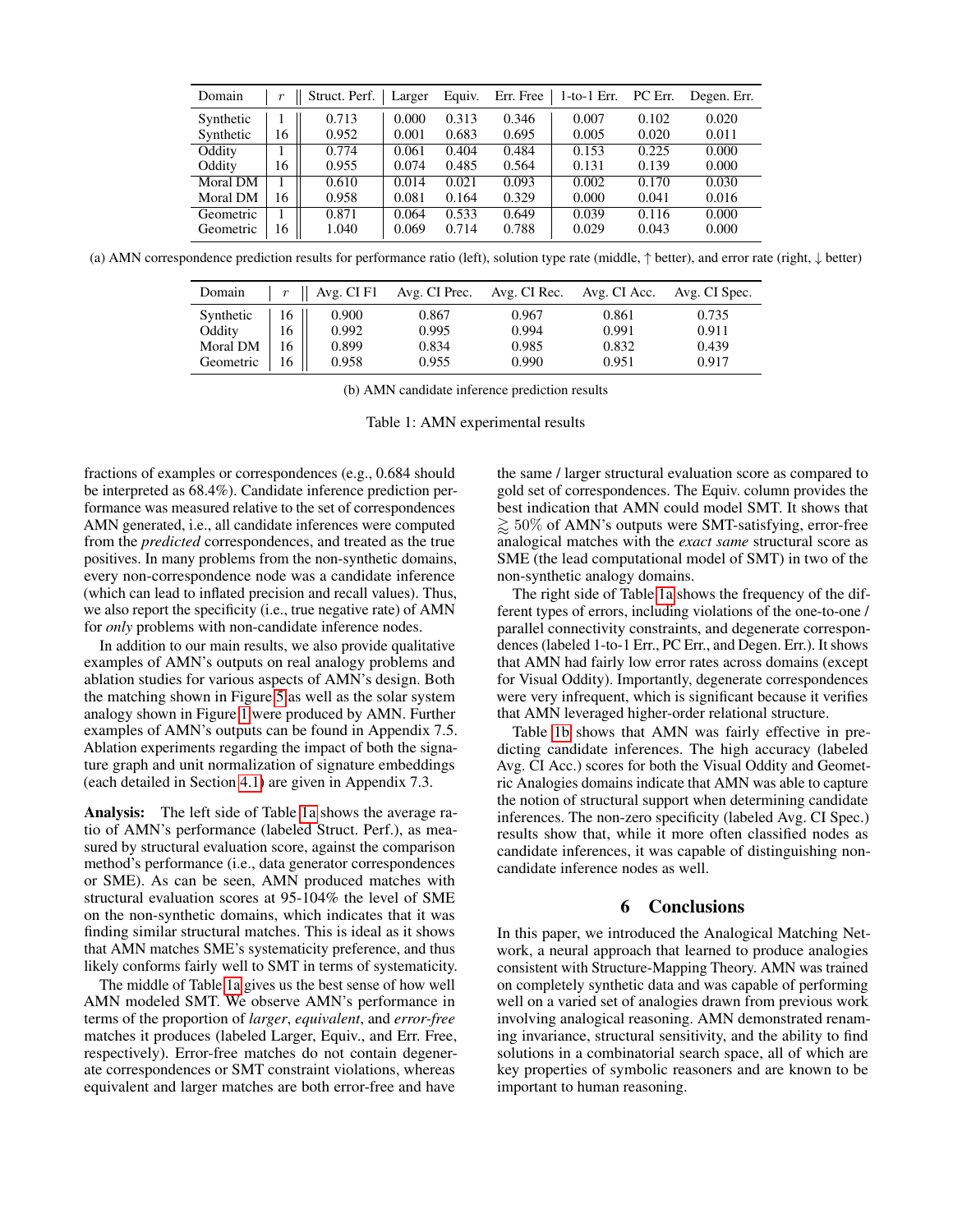| Domain | $r$ | Struct. Perf. | Larger | Equiv. | Err. Free | 1-to-1 Err. | PC Err. | Degen. Err. |
|---|---|---|---|---|---|---|---|---|
| Synthetic | 1 | 0.713 | 0.000 | 0.313 | 0.346 | 0.007 | 0.102 | 0.020 |
| Synthetic | 16 | 0.952 | 0.001 | 0.683 | 0.695 | 0.005 | 0.020 | 0.011 |
| Oddity | 1 | 0.774 | 0.061 | 0.404 | 0.484 | 0.153 | 0.225 | 0.000 |
| Oddity | 16 | 0.955 | 0.074 | 0.485 | 0.564 | 0.131 | 0.139 | 0.000 |
| Moral DM | 1 | 0.610 | 0.014 | 0.021 | 0.093 | 0.002 | 0.170 | 0.030 |
| Moral DM | 16 | 0.958 | 0.081 | 0.164 | 0.329 | 0.000 | 0.041 | 0.016 |
| Geometric | 1 | 0.871 | 0.064 | 0.533 | 0.649 | 0.039 | 0.116 | 0.000 |
| Geometric | 16 | 1.040 | 0.069 | 0.714 | 0.788 | 0.029 | 0.043 | 0.000 |

(a) AMN correspondence prediction results for performance ratio (left), solution type rate (middle, ↑ better), and error rate (right, ↓ better)

| Domain | $r$ | Avg. CI F1 | Avg. CI Prec. | Avg. CI Rec. | Avg. CI Acc. | Avg. CI Spec. |
|---|---|---|---|---|---|---|
| Synthetic | 16 | 0.900 | 0.867 | 0.967 | 0.861 | 0.735 |
| Oddity | 16 | 0.992 | 0.995 | 0.994 | 0.991 | 0.911 |
| Moral DM | 16 | 0.899 | 0.834 | 0.985 | 0.832 | 0.439 |
| Geometric | 16 | 0.958 | 0.955 | 0.990 | 0.951 | 0.917 |

(b) AMN candidate inference prediction results

Table 1: AMN experimental results

fractions of examples or correspondences (e.g., 0.684 should be interpreted as 68.4%). Candidate inference prediction performance was measured relative to the set of correspondences AMN generated, i.e., all candidate inferences were computed from the *predicted* correspondences, and treated as the true positives. In many problems from the non-synthetic domains, every non-correspondence node was a candidate inference (which can lead to inflated precision and recall values). Thus, we also report the specificity (i.e., true negative rate) of AMN for *only* problems with non-candidate inference nodes.

In addition to our main results, we also provide qualitative examples of AMN's outputs on real analogy problems and ablation studies for various aspects of AMN's design. Both the matching shown in Figure 5 as well as the solar system analogy shown in Figure 1 were produced by AMN. Further examples of AMN's outputs can be found in Appendix 7.5. Ablation experiments regarding the impact of both the signature graph and unit normalization of signature embeddings (each detailed in Section 4.1) are given in Appendix 7.3.

**Analysis:** The left side of Table 1a shows the average ratio of AMN's performance (labeled Struct. Perf.), as measured by structural evaluation score, against the comparison method's performance (i.e., data generator correspondences or SME). As can be seen, AMN produced matches with structural evaluation scores at 95-104% the level of SME on the non-synthetic domains, which indicates that it was finding similar structural matches. This is ideal as it shows that AMN matches SME's systematicity preference, and thus likely conforms fairly well to SMT in terms of systematicity.

The middle of Table 1a gives us the best sense of how well AMN modeled SMT. We observe AMN's performance in terms of the proportion of *larger*, *equivalent*, and *error-free* matches it produces (labeled Larger, Equiv., and Err. Free, respectively). Error-free matches do not contain degenerate correspondences or SMT constraint violations, whereas equivalent and larger matches are both error-free and have the same / larger structural evaluation score as compared to gold set of correspondences. The Equiv. column provides the best indication that AMN could model SMT. It shows that $\gtrapprox 50\%$ of AMN's outputs were SMT-satisfying, error-free analogical matches with the *exact same* structural score as SME (the lead computational model of SMT) in two of the non-synthetic analogy domains.

The right side of Table 1a shows the frequency of the different types of errors, including violations of the one-to-one / parallel connectivity constraints, and degenerate correspondences (labeled 1-to-1 Err., PC Err., and Degen. Err.). It shows that AMN had fairly low error rates across domains (except for Visual Oddity). Importantly, degenerate correspondences were very infrequent, which is significant because it verifies that AMN leveraged higher-order relational structure.

Table 1b shows that AMN was fairly effective in predicting candidate inferences. The high accuracy (labeled Avg. CI Acc.) scores for both the Visual Oddity and Geometric Analogies domains indicate that AMN was able to capture the notion of structural support when determining candidate inferences. The non-zero specificity (labeled Avg. CI Spec.) results show that, while it more often classified nodes as candidate inferences, it was capable of distinguishing non-candidate inference nodes as well.

## 6 Conclusions

In this paper, we introduced the Analogical Matching Network, a neural approach that learned to produce analogies consistent with Structure-Mapping Theory. AMN was trained on completely synthetic data and was capable of performing well on a varied set of analogies drawn from previous work involving analogical reasoning. AMN demonstrated renaming invariance, structural sensitivity, and the ability to find solutions in a combinatorial search space, all of which are key properties of symbolic reasoners and are known to be important to human reasoning.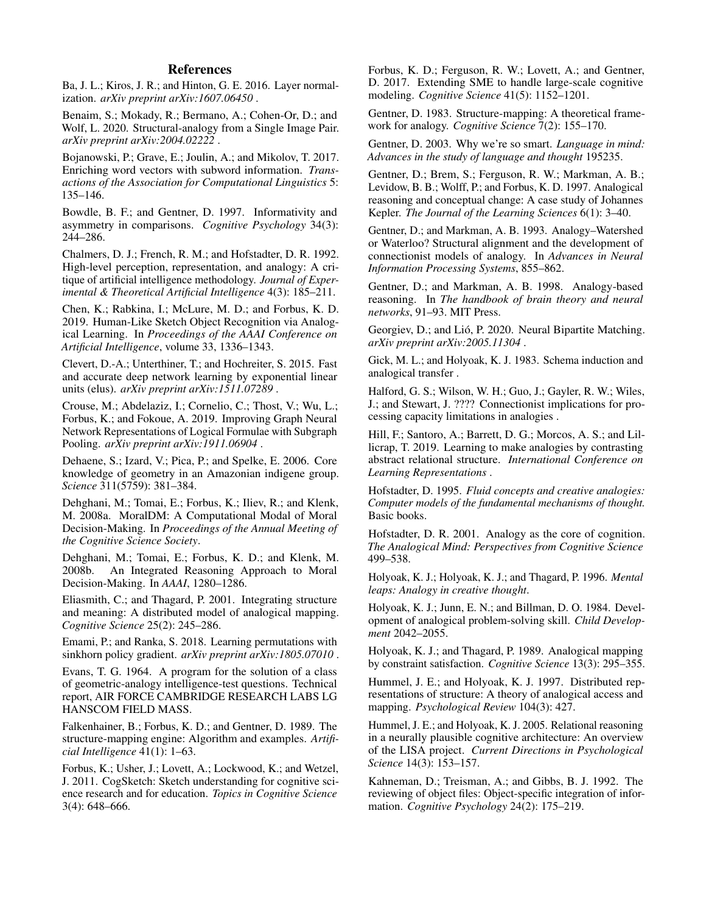## References

Ba, J. L.; Kiros, J. R.; and Hinton, G. E. 2016. Layer normalization. *arXiv preprint arXiv:1607.06450* .

Benaim, S.; Mokady, R.; Bermano, A.; Cohen-Or, D.; and Wolf, L. 2020. Structural-analogy from a Single Image Pair. *arXiv preprint arXiv:2004.02222* .

Bojanowski, P.; Grave, E.; Joulin, A.; and Mikolov, T. 2017. Enriching word vectors with subword information. *Transactions of the Association for Computational Linguistics* 5: 135–146.

Bowdle, B. F.; and Gentner, D. 1997. Informativity and asymmetry in comparisons. *Cognitive Psychology* 34(3): 244–286.

Chalmers, D. J.; French, R. M.; and Hofstadter, D. R. 1992. High-level perception, representation, and analogy: A critique of artificial intelligence methodology. *Journal of Experimental & Theoretical Artificial Intelligence* 4(3): 185–211.

Chen, K.; Rabkina, I.; McLure, M. D.; and Forbus, K. D. 2019. Human-Like Sketch Object Recognition via Analogical Learning. In *Proceedings of the AAAI Conference on Artificial Intelligence*, volume 33, 1336–1343.

Clevert, D.-A.; Unterthiner, T.; and Hochreiter, S. 2015. Fast and accurate deep network learning by exponential linear units (elus). *arXiv preprint arXiv:1511.07289* .

Crouse, M.; Abdelaziz, I.; Cornelio, C.; Thost, V.; Wu, L.; Forbus, K.; and Fokoue, A. 2019. Improving Graph Neural Network Representations of Logical Formulae with Subgraph Pooling. *arXiv preprint arXiv:1911.06904* .

Dehaene, S.; Izard, V.; Pica, P.; and Spelke, E. 2006. Core knowledge of geometry in an Amazonian indigene group. *Science* 311(5759): 381–384.

Dehghani, M.; Tomai, E.; Forbus, K.; Iliev, R.; and Klenk, M. 2008a. MoralDM: A Computational Modal of Moral Decision-Making. In *Proceedings of the Annual Meeting of the Cognitive Science Society*.

Dehghani, M.; Tomai, E.; Forbus, K. D.; and Klenk, M. 2008b. An Integrated Reasoning Approach to Moral Decision-Making. In *AAAI*, 1280–1286.

Eliasmith, C.; and Thagard, P. 2001. Integrating structure and meaning: A distributed model of analogical mapping. *Cognitive Science* 25(2): 245–286.

Emami, P.; and Ranka, S. 2018. Learning permutations with sinkhorn policy gradient. *arXiv preprint arXiv:1805.07010* .

Evans, T. G. 1964. A program for the solution of a class of geometric-analogy intelligence-test questions. Technical report, AIR FORCE CAMBRIDGE RESEARCH LABS LG HANSCOM FIELD MASS.

Falkenhainer, B.; Forbus, K. D.; and Gentner, D. 1989. The structure-mapping engine: Algorithm and examples. *Artificial Intelligence* 41(1): 1–63.

Forbus, K.; Usher, J.; Lovett, A.; Lockwood, K.; and Wetzel, J. 2011. CogSketch: Sketch understanding for cognitive science research and for education. *Topics in Cognitive Science* 3(4): 648–666.

Forbus, K. D.; Ferguson, R. W.; Lovett, A.; and Gentner, D. 2017. Extending SME to handle large-scale cognitive modeling. *Cognitive Science* 41(5): 1152–1201.

Gentner, D. 1983. Structure-mapping: A theoretical framework for analogy. *Cognitive Science* 7(2): 155–170.

Gentner, D. 2003. Why we're so smart. *Language in mind: Advances in the study of language and thought* 195235.

Gentner, D.; Brem, S.; Ferguson, R. W.; Markman, A. B.; Levidow, B. B.; Wolff, P.; and Forbus, K. D. 1997. Analogical reasoning and conceptual change: A case study of Johannes Kepler. *The Journal of the Learning Sciences* 6(1): 3–40.

Gentner, D.; and Markman, A. B. 1993. Analogy–Watershed or Waterloo? Structural alignment and the development of connectionist models of analogy. In *Advances in Neural Information Processing Systems*, 855–862.

Gentner, D.; and Markman, A. B. 1998. Analogy-based reasoning. In *The handbook of brain theory and neural networks*, 91–93. MIT Press.

Georgiev, D.; and Lió, P. 2020. Neural Bipartite Matching. *arXiv preprint arXiv:2005.11304* .

Gick, M. L.; and Holyoak, K. J. 1983. Schema induction and analogical transfer .

Halford, G. S.; Wilson, W. H.; Guo, J.; Gayler, R. W.; Wiles, J.; and Stewart, J. ???? Connectionist implications for processing capacity limitations in analogies .

Hill, F.; Santoro, A.; Barrett, D. G.; Morcos, A. S.; and Lillicrap, T. 2019. Learning to make analogies by contrasting abstract relational structure. *International Conference on Learning Representations* .

Hofstadter, D. 1995. *Fluid concepts and creative analogies: Computer models of the fundamental mechanisms of thought.* Basic books.

Hofstadter, D. R. 2001. Analogy as the core of cognition. *The Analogical Mind: Perspectives from Cognitive Science* 499–538.

Holyoak, K. J.; Holyoak, K. J.; and Thagard, P. 1996. *Mental leaps: Analogy in creative thought*.

Holyoak, K. J.; Junn, E. N.; and Billman, D. O. 1984. Development of analogical problem-solving skill. *Child Development* 2042–2055.

Holyoak, K. J.; and Thagard, P. 1989. Analogical mapping by constraint satisfaction. *Cognitive Science* 13(3): 295–355.

Hummel, J. E.; and Holyoak, K. J. 1997. Distributed representations of structure: A theory of analogical access and mapping. *Psychological Review* 104(3): 427.

Hummel, J. E.; and Holyoak, K. J. 2005. Relational reasoning in a neurally plausible cognitive architecture: An overview of the LISA project. *Current Directions in Psychological Science* 14(3): 153–157.

Kahneman, D.; Treisman, A.; and Gibbs, B. J. 1992. The reviewing of object files: Object-specific integration of information. *Cognitive Psychology* 24(2): 175–219.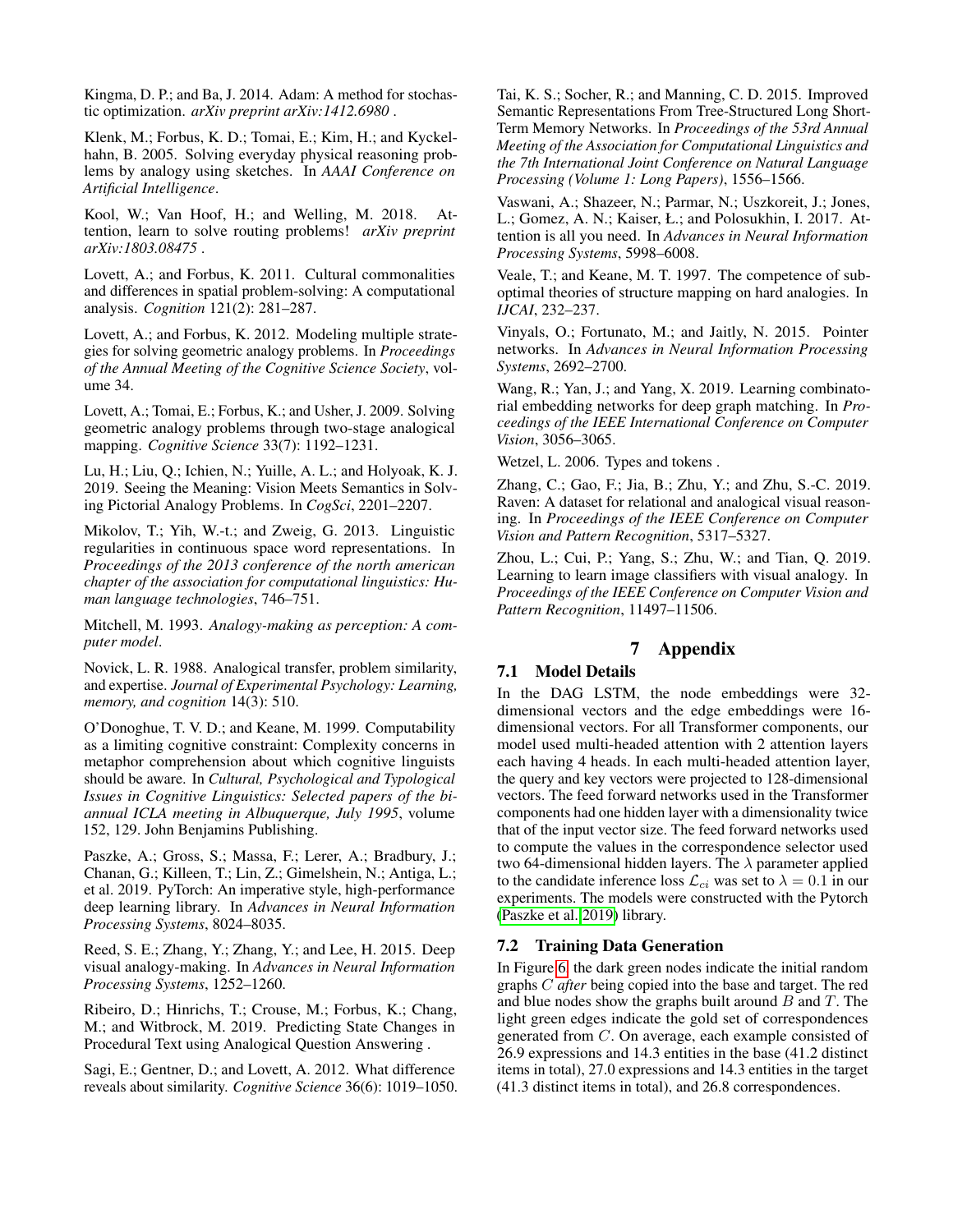Kingma, D. P.; and Ba, J. 2014. Adam: A method for stochastic optimization. *arXiv preprint arXiv:1412.6980* .

Klenk, M.; Forbus, K. D.; Tomai, E.; Kim, H.; and Kyckelhahn, B. 2005. Solving everyday physical reasoning problems by analogy using sketches. In *AAAI Conference on Artificial Intelligence*.

Kool, W.; Van Hoof, H.; and Welling, M. 2018. Attention, learn to solve routing problems! *arXiv preprint arXiv:1803.08475* .

Lovett, A.; and Forbus, K. 2011. Cultural commonalities and differences in spatial problem-solving: A computational analysis. *Cognition* 121(2): 281–287.

Lovett, A.; and Forbus, K. 2012. Modeling multiple strategies for solving geometric analogy problems. In *Proceedings of the Annual Meeting of the Cognitive Science Society*, volume 34.

Lovett, A.; Tomai, E.; Forbus, K.; and Usher, J. 2009. Solving geometric analogy problems through two-stage analogical mapping. *Cognitive Science* 33(7): 1192–1231.

Lu, H.; Liu, Q.; Ichien, N.; Yuille, A. L.; and Holyoak, K. J. 2019. Seeing the Meaning: Vision Meets Semantics in Solving Pictorial Analogy Problems. In *CogSci*, 2201–2207.

Mikolov, T.; Yih, W.-t.; and Zweig, G. 2013. Linguistic regularities in continuous space word representations. In *Proceedings of the 2013 conference of the north american chapter of the association for computational linguistics: Human language technologies*, 746–751.

Mitchell, M. 1993. *Analogy-making as perception: A computer model*.

Novick, L. R. 1988. Analogical transfer, problem similarity, and expertise. *Journal of Experimental Psychology: Learning, memory, and cognition* 14(3): 510.

O'Donoghue, T. V. D.; and Keane, M. 1999. Computability as a limiting cognitive constraint: Complexity concerns in metaphor comprehension about which cognitive linguists should be aware. In *Cultural, Psychological and Typological Issues in Cognitive Linguistics: Selected papers of the bi-annual ICLA meeting in Albuquerque, July 1995*, volume 152, 129. John Benjamins Publishing.

Paszke, A.; Gross, S.; Massa, F.; Lerer, A.; Bradbury, J.; Chanan, G.; Killeen, T.; Lin, Z.; Gimelshein, N.; Antiga, L.; et al. 2019. PyTorch: An imperative style, high-performance deep learning library. In *Advances in Neural Information Processing Systems*, 8024–8035.

Reed, S. E.; Zhang, Y.; Zhang, Y.; and Lee, H. 2015. Deep visual analogy-making. In *Advances in Neural Information Processing Systems*, 1252–1260.

Ribeiro, D.; Hinrichs, T.; Crouse, M.; Forbus, K.; Chang, M.; and Witbrock, M. 2019. Predicting State Changes in Procedural Text using Analogical Question Answering .

Sagi, E.; Gentner, D.; and Lovett, A. 2012. What difference reveals about similarity. *Cognitive Science* 36(6): 1019–1050.

Tai, K. S.; Socher, R.; and Manning, C. D. 2015. Improved Semantic Representations From Tree-Structured Long Short-Term Memory Networks. In *Proceedings of the 53rd Annual Meeting of the Association for Computational Linguistics and the 7th International Joint Conference on Natural Language Processing (Volume 1: Long Papers)*, 1556–1566.

Vaswani, A.; Shazeer, N.; Parmar, N.; Uszkoreit, J.; Jones, L.; Gomez, A. N.; Kaiser, Ł.; and Polosukhin, I. 2017. Attention is all you need. In *Advances in Neural Information Processing Systems*, 5998–6008.

Veale, T.; and Keane, M. T. 1997. The competence of sub-optimal theories of structure mapping on hard analogies. In *IJCAI*, 232–237.

Vinyals, O.; Fortunato, M.; and Jaitly, N. 2015. Pointer networks. In *Advances in Neural Information Processing Systems*, 2692–2700.

Wang, R.; Yan, J.; and Yang, X. 2019. Learning combinatorial embedding networks for deep graph matching. In *Proceedings of the IEEE International Conference on Computer Vision*, 3056–3065.

Wetzel, L. 2006. Types and tokens .

Zhang, C.; Gao, F.; Jia, B.; Zhu, Y.; and Zhu, S.-C. 2019. Raven: A dataset for relational and analogical visual reasoning. In *Proceedings of the IEEE Conference on Computer Vision and Pattern Recognition*, 5317–5327.

Zhou, L.; Cui, P.; Yang, S.; Zhu, W.; and Tian, Q. 2019. Learning to learn image classifiers with visual analogy. In *Proceedings of the IEEE Conference on Computer Vision and Pattern Recognition*, 11497–11506.

# 7 Appendix

## 7.1 Model Details

In the DAG LSTM, the node embeddings were 32-dimensional vectors and the edge embeddings were 16-dimensional vectors. For all Transformer components, our model used multi-headed attention with 2 attention layers each having 4 heads. In each multi-headed attention layer, the query and key vectors were projected to 128-dimensional vectors. The feed forward networks used in the Transformer components had one hidden layer with a dimensionality twice that of the input vector size. The feed forward networks used to compute the values in the correspondence selector used two 64-dimensional hidden layers. The $\lambda$ parameter applied to the candidate inference loss $\mathcal{L}_{ci}$ was set to $\lambda = 0.1$ in our experiments. The models were constructed with the Pytorch (Paszke et al. 2019) library.

## 7.2 Training Data Generation

In Figure 6, the dark green nodes indicate the initial random graphs $C$ *after* being copied into the base and target. The red and blue nodes show the graphs built around $B$ and $T$. The light green edges indicate the gold set of correspondences generated from $C$. On average, each example consisted of 26.9 expressions and 14.3 entities in the base (41.2 distinct items in total), 27.0 expressions and 14.3 entities in the target (41.3 distinct items in total), and 26.8 correspondences.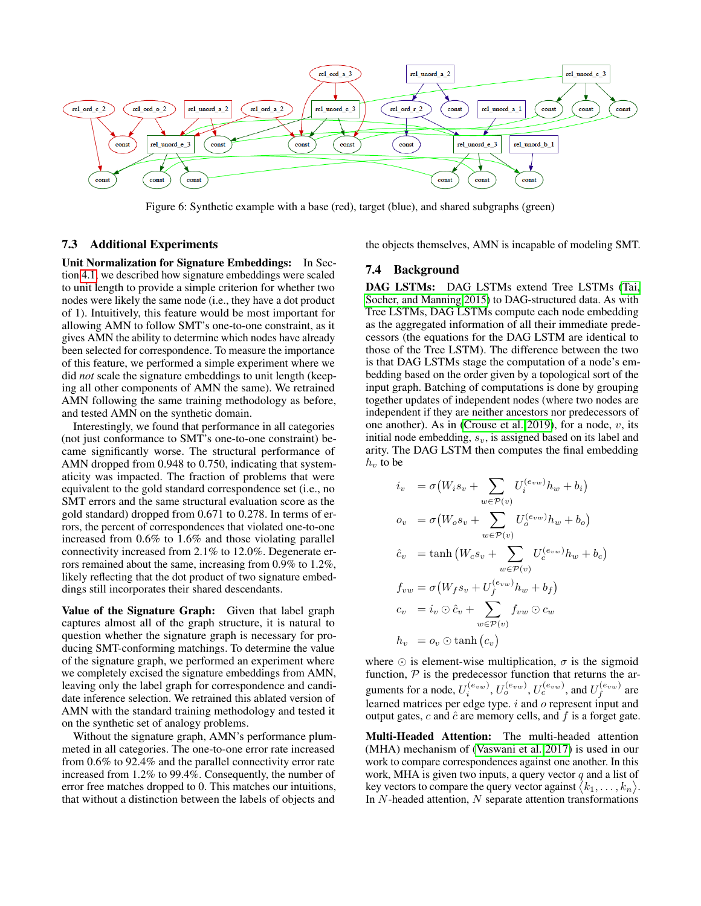Figure 6: Synthetic example with a base (red), target (blue), and shared subgraphs (green)

### 7.3 Additional Experiments

**Unit Normalization for Signature Embeddings:** In Section 4.1, we described how signature embeddings were scaled to unit length to provide a simple criterion for whether two nodes were likely the same node (i.e., they have a dot product of 1). Intuitively, this feature would be most important for allowing AMN to follow SMT's one-to-one constraint, as it gives AMN the ability to determine which nodes have already been selected for correspondence. To measure the importance of this feature, we performed a simple experiment where we did *not* scale the signature embeddings to unit length (keeping all other components of AMN the same). We retrained AMN following the same training methodology as before, and tested AMN on the synthetic domain.

Interestingly, we found that performance in all categories (not just conformance to SMT's one-to-one constraint) became significantly worse. The structural performance of AMN dropped from 0.948 to 0.750, indicating that systematicity was impacted. The fraction of problems that were equivalent to the gold standard correspondence set (i.e., no SMT errors and the same structural evaluation score as the gold standard) dropped from 0.671 to 0.278. In terms of errors, the percent of correspondences that violated one-to-one increased from 0.6% to 1.6% and those violating parallel connectivity increased from 2.1% to 12.0%. Degenerate errors remained about the same, increasing from 0.9% to 1.2%, likely reflecting that the dot product of two signature embeddings still incorporates their shared descendants.

**Value of the Signature Graph:** Given that label graph captures almost all of the graph structure, it is natural to question whether the signature graph is necessary for producing SMT-conforming matchings. To determine the value of the signature graph, we performed an experiment where we completely excised the signature embeddings from AMN, leaving only the label graph for correspondence and candidate inference selection. We retrained this ablated version of AMN with the standard training methodology and tested it on the synthetic set of analogy problems.

Without the signature graph, AMN's performance plummeted in all categories. The one-to-one error rate increased from 0.6% to 92.4% and the parallel connectivity error rate increased from 1.2% to 99.4%. Consequently, the number of error free matches dropped to 0. This matches our intuitions, that without a distinction between the labels of objects and the objects themselves, AMN is incapable of modeling SMT.

### 7.4 Background

**DAG LSTMs:** DAG LSTMs extend Tree LSTMs (Tai, Socher, and Manning 2015) to DAG-structured data. As with Tree LSTMs, DAG LSTMs compute each node embedding as the aggregated information of all their immediate predecessors (the equations for the DAG LSTM are identical to those of the Tree LSTM). The difference between the two is that DAG LSTMs stage the computation of a node's embedding based on the order given by a topological sort of the input graph. Batching of computations is done by grouping together updates of independent nodes (where two nodes are independent if they are neither ancestors nor predecessors of one another). As in (Crouse et al. 2019), for a node, $v$, its initial node embedding, $s_v$, is assigned based on its label and arity. The DAG LSTM then computes the final embedding $h_v$ to be

$$
\begin{aligned}
i_v &= \sigma\Big(W_i s_v + \sum_{w \in \mathcal{P}(v)} U_i^{(e_{vw})} h_w + b_i\Big) \\
o_v &= \sigma\Big(W_o s_v + \sum_{w \in \mathcal{P}(v)} U_o^{(e_{vw})} h_w + b_o\Big) \\
\hat{c}_v &= \tanh\Big(W_c s_v + \sum_{w \in \mathcal{P}(v)} U_c^{(e_{vw})} h_w + b_c\Big) \\
f_{vw} &= \sigma\big(W_f s_v + U_f^{(e_{vw})} h_w + b_f\big) \\
c_v &= i_v \odot \hat{c}_v + \sum_{w \in \mathcal{P}(v)} f_{vw} \odot c_w \\
h_v &= o_v \odot \tanh\big(c_v\big)
\end{aligned}
$$

where $\odot$ is element-wise multiplication, $\sigma$ is the sigmoid function, $\mathcal{P}$ is the predecessor function that returns the arguments for a node, $U_i^{(e_{vw})}$, $U_o^{(e_{vw})}$, $U_c^{(e_{vw})}$, and $U_f^{(e_{vw})}$ are learned matrices per edge type. $i$ and $o$ represent input and output gates, $c$ and $\hat{c}$ are memory cells, and $f$ is a forget gate.

**Multi-Headed Attention:** The multi-headed attention (MHA) mechanism of (Vaswani et al. 2017) is used in our work to compare correspondences against one another. In this work, MHA is given two inputs, a query vector $q$ and a list of key vectors to compare the query vector against $\langle k_1, \ldots, k_n \rangle$. In $N$-headed attention, $N$ separate attention transformations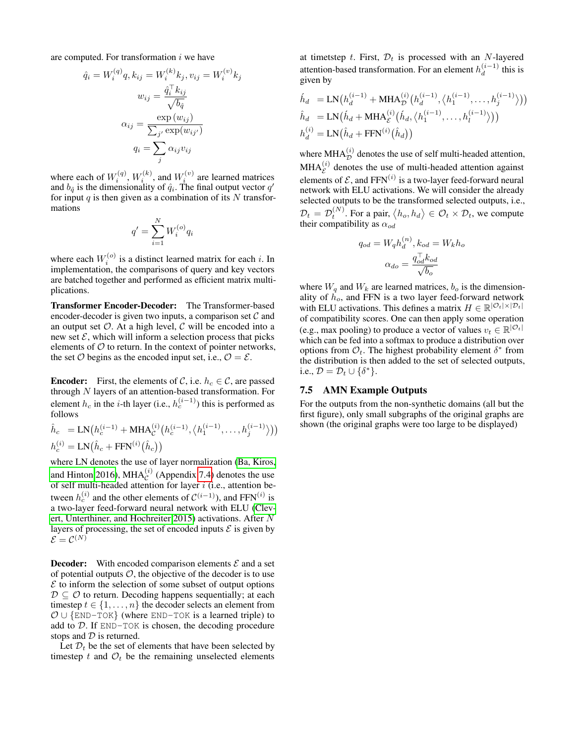are computed. For transformation $i$ we have

$$\hat{q}_i = W_i^{(q)} q, k_{ij} = W_i^{(k)} k_j, v_{ij} = W_i^{(v)} k_j$$

$$w_{ij} = \frac{\hat{q}_i^\top k_{ij}}{\sqrt{b_{\hat{q}}}}$$

$$\alpha_{ij} = \frac{\exp(w_{ij})}{\sum_{j'} \exp(w_{ij'})}$$

$$q_i = \sum_j \alpha_{ij} v_{ij}$$

where each of $W_i^{(q)}$, $W_i^{(k)}$, and $W_i^{(v)}$ are learned matrices and $b_{\hat{q}}$ is the dimensionality of $\hat{q}_i$. The final output vector $q'$ for input $q$ is then given as a combination of its $N$ transformations

$$q' = \sum_{i=1}^{N} W_i^{(o)} q_i$$

where each $W_i^{(o)}$ is a distinct learned matrix for each $i$. In implementation, the comparisons of query and key vectors are batched together and performed as efficient matrix multiplications.

**Transformer Encoder-Decoder:** The Transformer-based encoder-decoder is given two inputs, a comparison set $\mathcal{C}$ and an output set $\mathcal{O}$. At a high level, $\mathcal{C}$ will be encoded into a new set $\mathcal{E}$, which will inform a selection process that picks elements of $\mathcal{O}$ to return. In the context of pointer networks, the set $\mathcal{O}$ begins as the encoded input set, i.e., $\mathcal{O} = \mathcal{E}$.

**Encoder:** First, the elements of $\mathcal{C}$, i.e. $h_c \in \mathcal{C}$, are passed through $N$ layers of an attention-based transformation. For element $h_c$ in the $i$-th layer (i.e., $h_c^{(i-1)}$) this is performed as follows

$$\begin{aligned}
\hat{h}_c &= \mathrm{LN}\big(h_c^{(i-1)} + \mathrm{MHA}_{\mathcal{C}}^{(i)}\big(h_c^{(i-1)}, \langle h_1^{(i-1)}, \ldots, h_j^{(i-1)} \rangle\big)\big) \\
h_c^{(i)} &= \mathrm{LN}\big(\hat{h}_c + \mathrm{FFN}^{(i)}\big(\hat{h}_c\big)\big)
\end{aligned}$$

where LN denotes the use of layer normalization (Ba, Kiros, and Hinton 2016), $\mathrm{MHA}_{\mathcal{C}}^{(i)}$ (Appendix 7.4) denotes the use of self multi-headed attention for layer $i$ (i.e., attention between $h_c^{(i)}$ and the other elements of $\mathcal{C}^{(i-1)}$), and $\mathrm{FFN}^{(i)}$ is a two-layer feed-forward neural network with ELU (Clevert, Unterthiner, and Hochreiter 2015) activations. After $N$ layers of processing, the set of encoded inputs $\mathcal{E}$ is given by $\mathcal{E} = \mathcal{C}^{(N)}$

**Decoder:** With encoded comparison elements $\mathcal{E}$ and a set of potential outputs $\mathcal{O}$, the objective of the decoder is to use $\mathcal{E}$ to inform the selection of some subset of output options $\mathcal{D} \subseteq \mathcal{O}$ to return. Decoding happens sequentially; at each timestep $t \in \{1, \ldots, n\}$ the decoder selects an element from $\mathcal{O} \cup \{$END-TOK$\}$ (where END-TOK is a learned triple) to add to $\mathcal{D}$. If END-TOK is chosen, the decoding procedure stops and $\mathcal{D}$ is returned.

Let $\mathcal{D}_t$ be the set of elements that have been selected by timestep $t$ and $\mathcal{O}_t$ be the remaining unselected elements at timetstep $t$. First, $\mathcal{D}_t$ is processed with an $N$-layered attention-based transformation. For an element $h_d^{(i-1)}$ this is given by

$$\begin{aligned}
\acute{h}_d &= \mathrm{LN}\big(h_d^{(i-1)} + \mathrm{MHA}_{\mathcal{D}}^{(i)}\big(h_d^{(i-1)}, \langle h_1^{(i-1)}, \ldots, h_j^{(i-1)} \rangle\big)\big) \\
\hat{h}_d &= \mathrm{LN}\big(\acute{h}_d + \mathrm{MHA}_{\mathcal{E}}^{(i)}\big(\acute{h}_d, \langle h_1^{(i-1)}, \ldots, h_l^{(i-1)} \rangle\big)\big) \\
h_d^{(i)} &= \mathrm{LN}\big(\hat{h}_d + \mathrm{FFN}^{(i)}\big(\hat{h}_d\big)\big)
\end{aligned}$$

where $\mathrm{MHA}_{\mathcal{D}}^{(i)}$ denotes the use of self multi-headed attention, $\mathrm{MHA}_{\mathcal{E}}^{(i)}$ denotes the use of multi-headed attention against elements of $\mathcal{E}$, and $\mathrm{FFN}^{(i)}$ is a two-layer feed-forward neural network with ELU activations. We will consider the already selected outputs to be the transformed selected outputs, i.e., $\mathcal{D}_t = \mathcal{D}_t^{(N)}$. For a pair, $\langle h_o, h_d \rangle \in \mathcal{O}_t \times \mathcal{D}_t$, we compute their compatibility as $\alpha_{od}$

$$q_{od} = W_q h_d^{(n)}, k_{od} = W_k h_o$$

$$\alpha_{do} = \frac{q_{od}^\top k_{od}}{\sqrt{b_o}}$$

where $W_q$ and $W_k$ are learned matrices, $b_o$ is the dimensionality of $h_o$, and FFN is a two layer feed-forward network with ELU activations. This defines a matrix $H \in \mathbb{R}^{|\mathcal{O}_t| \times |\mathcal{D}_t|}$ of compatibility scores. One can then apply some operation (e.g., max pooling) to produce a vector of values $v_t \in \mathbb{R}^{|\mathcal{O}_t|}$ which can be fed into a softmax to produce a distribution over options from $\mathcal{O}_t$. The highest probability element $\delta^*$ from the distribution is then added to the set of selected outputs, i.e., $\mathcal{D} = \mathcal{D}_t \cup \{\delta^*\}$.

## 7.5 AMN Example Outputs

For the outputs from the non-synthetic domains (all but the first figure), only small subgraphs of the original graphs are shown (the original graphs were too large to be displayed)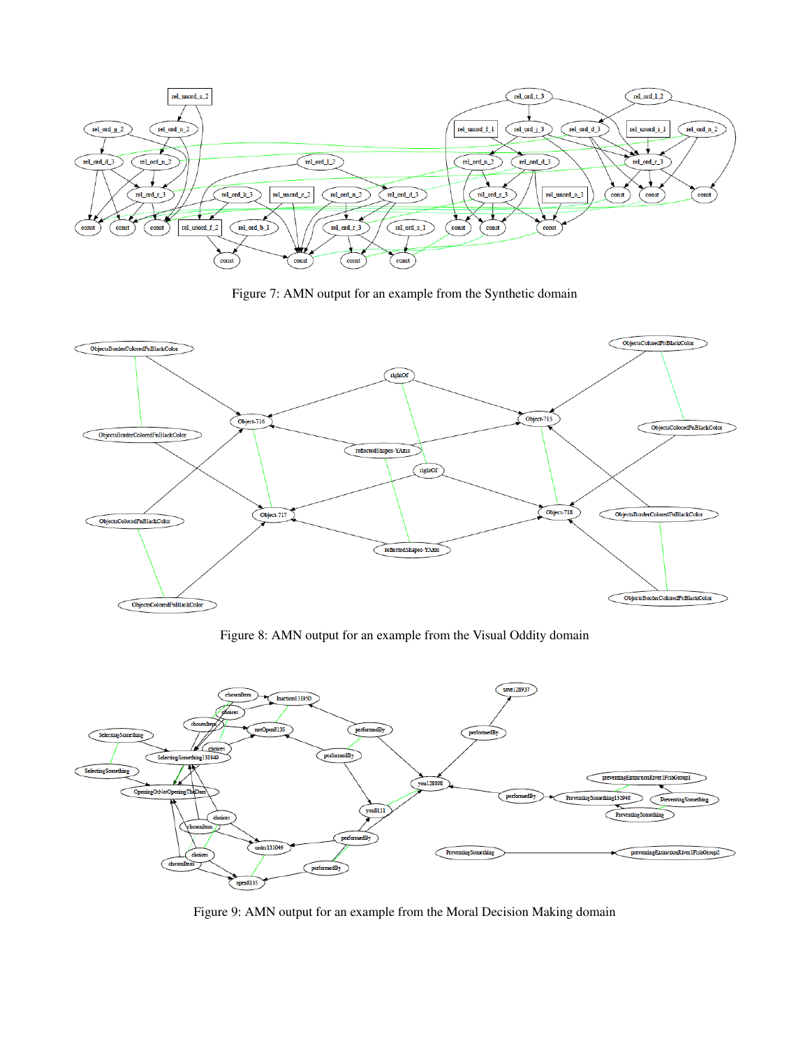Figure 7: AMN output for an example from the Synthetic domain

Figure 8: AMN output for an example from the Visual Oddity domain

Figure 9: AMN output for an example from the Moral Decision Making domain